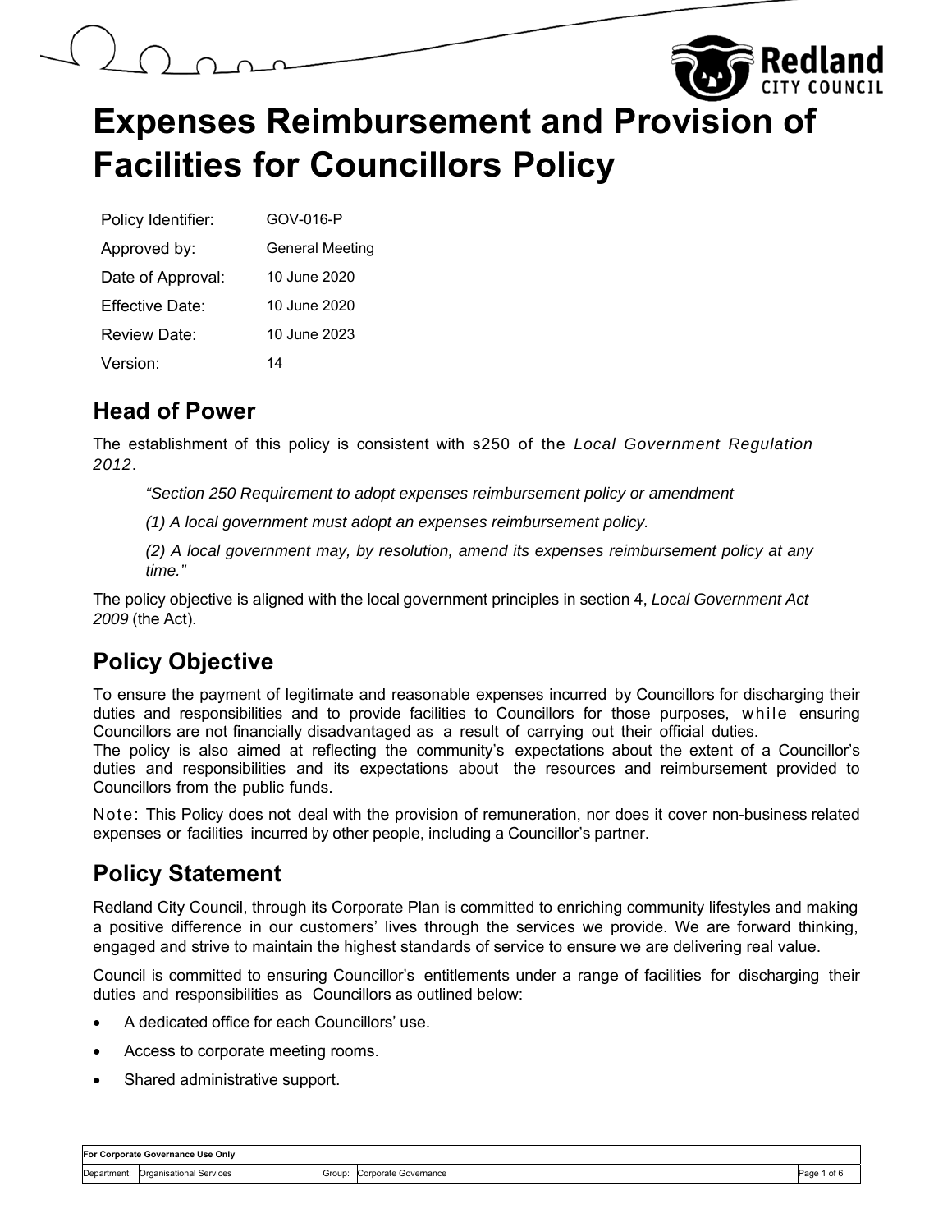# Expenses Reimbursement and Provision of Facilities for Councillors Policy

| Policy Identifier: | GOV-016-P |
|---|---|
| Approved by: | General Meeting |
| Date of Approval: | 10 June 2020 |
| Effective Date: | 10 June 2020 |
| Review Date: | 10 June 2023 |
| Version: | 14 |

## Head of Power

The establishment of this policy is consistent with s250 of the *Local Government Regulation 2012*.

> *"Section 250 Requirement to adopt expenses reimbursement policy or amendment*
>
> *(1) A local government must adopt an expenses reimbursement policy.*
>
> *(2) A local government may, by resolution, amend its expenses reimbursement policy at any time."*

The policy objective is aligned with the local government principles in section 4, *Local Government Act 2009* (the Act).

## Policy Objective

To ensure the payment of legitimate and reasonable expenses incurred by Councillors for discharging their duties and responsibilities and to provide facilities to Councillors for those purposes, while ensuring Councillors are not financially disadvantaged as a result of carrying out their official duties.
The policy is also aimed at reflecting the community's expectations about the extent of a Councillor's duties and responsibilities and its expectations about the resources and reimbursement provided to Councillors from the public funds.

Note: This Policy does not deal with the provision of remuneration, nor does it cover non-business related expenses or facilities incurred by other people, including a Councillor's partner.

## Policy Statement

Redland City Council, through its Corporate Plan is committed to enriching community lifestyles and making a positive difference in our customers' lives through the services we provide. We are forward thinking, engaged and strive to maintain the highest standards of service to ensure we are delivering real value.

Council is committed to ensuring Councillor's entitlements under a range of facilities for discharging their duties and responsibilities as Councillors as outlined below:

- A dedicated office for each Councillors' use.
- Access to corporate meeting rooms.
- Shared administrative support.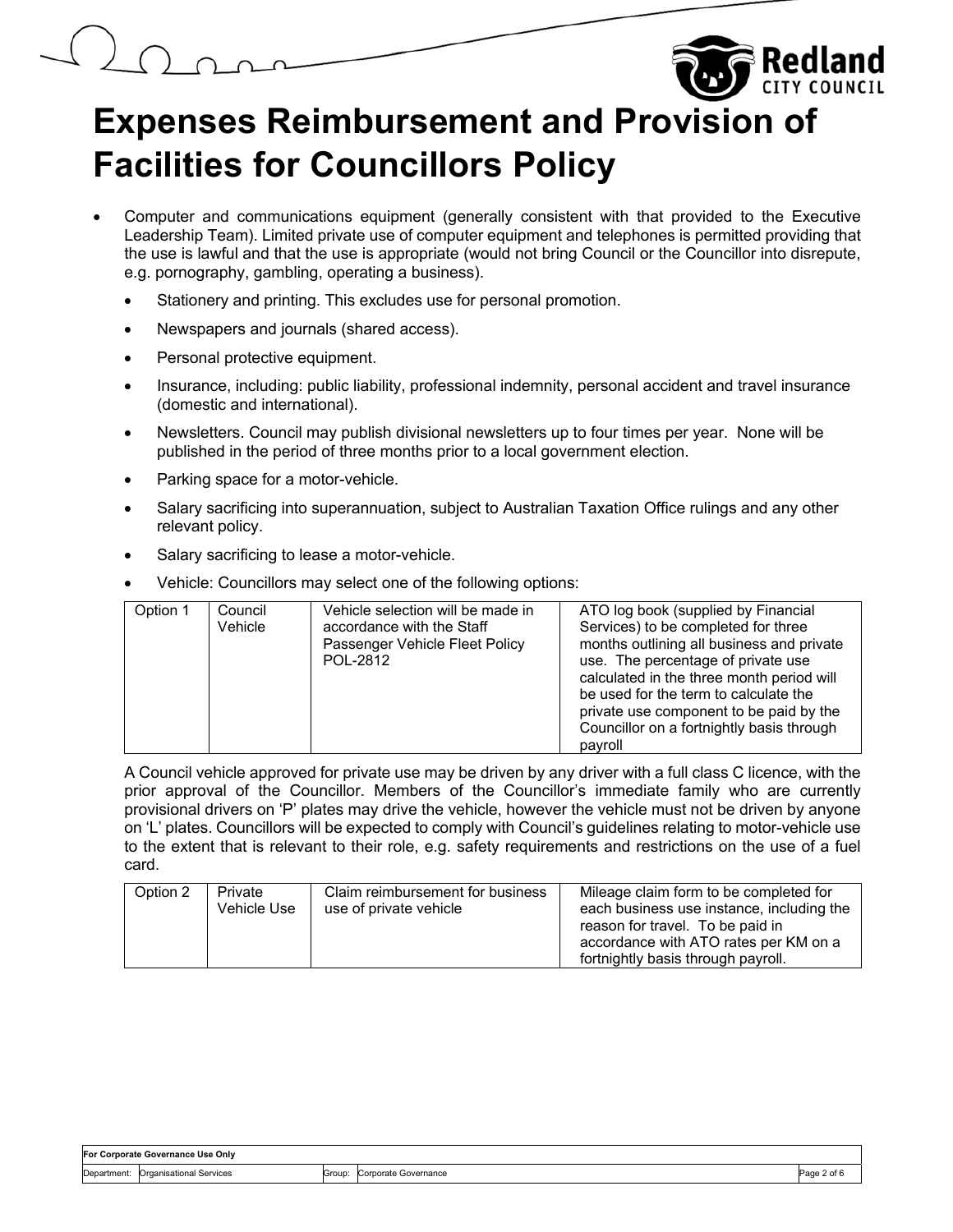# Expenses Reimbursement and Provision of Facilities for Councillors Policy

- Computer and communications equipment (generally consistent with that provided to the Executive Leadership Team). Limited private use of computer equipment and telephones is permitted providing that the use is lawful and that the use is appropriate (would not bring Council or the Councillor into disrepute, e.g. pornography, gambling, operating a business).
  - Stationery and printing. This excludes use for personal promotion.
  - Newspapers and journals (shared access).
  - Personal protective equipment.
  - Insurance, including: public liability, professional indemnity, personal accident and travel insurance (domestic and international).
  - Newsletters. Council may publish divisional newsletters up to four times per year. None will be published in the period of three months prior to a local government election.
  - Parking space for a motor-vehicle.
  - Salary sacrificing into superannuation, subject to Australian Taxation Office rulings and any other relevant policy.
  - Salary sacrificing to lease a motor-vehicle.
  - Vehicle: Councillors may select one of the following options:

| Option 1 | Council Vehicle | Vehicle selection will be made in accordance with the Staff Passenger Vehicle Fleet Policy POL-2812 | ATO log book (supplied by Financial Services) to be completed for three months outlining all business and private use. The percentage of private use calculated in the three month period will be used for the term to calculate the private use component to be paid by the Councillor on a fortnightly basis through payroll |
|---|---|---|---|

A Council vehicle approved for private use may be driven by any driver with a full class C licence, with the prior approval of the Councillor. Members of the Councillor's immediate family who are currently provisional drivers on 'P' plates may drive the vehicle, however the vehicle must not be driven by anyone on 'L' plates. Councillors will be expected to comply with Council's guidelines relating to motor-vehicle use to the extent that is relevant to their role, e.g. safety requirements and restrictions on the use of a fuel card.

| Option 2 | Private Vehicle Use | Claim reimbursement for business use of private vehicle | Mileage claim form to be completed for each business use instance, including the reason for travel. To be paid in accordance with ATO rates per KM on a fortnightly basis through payroll. |
|---|---|---|---|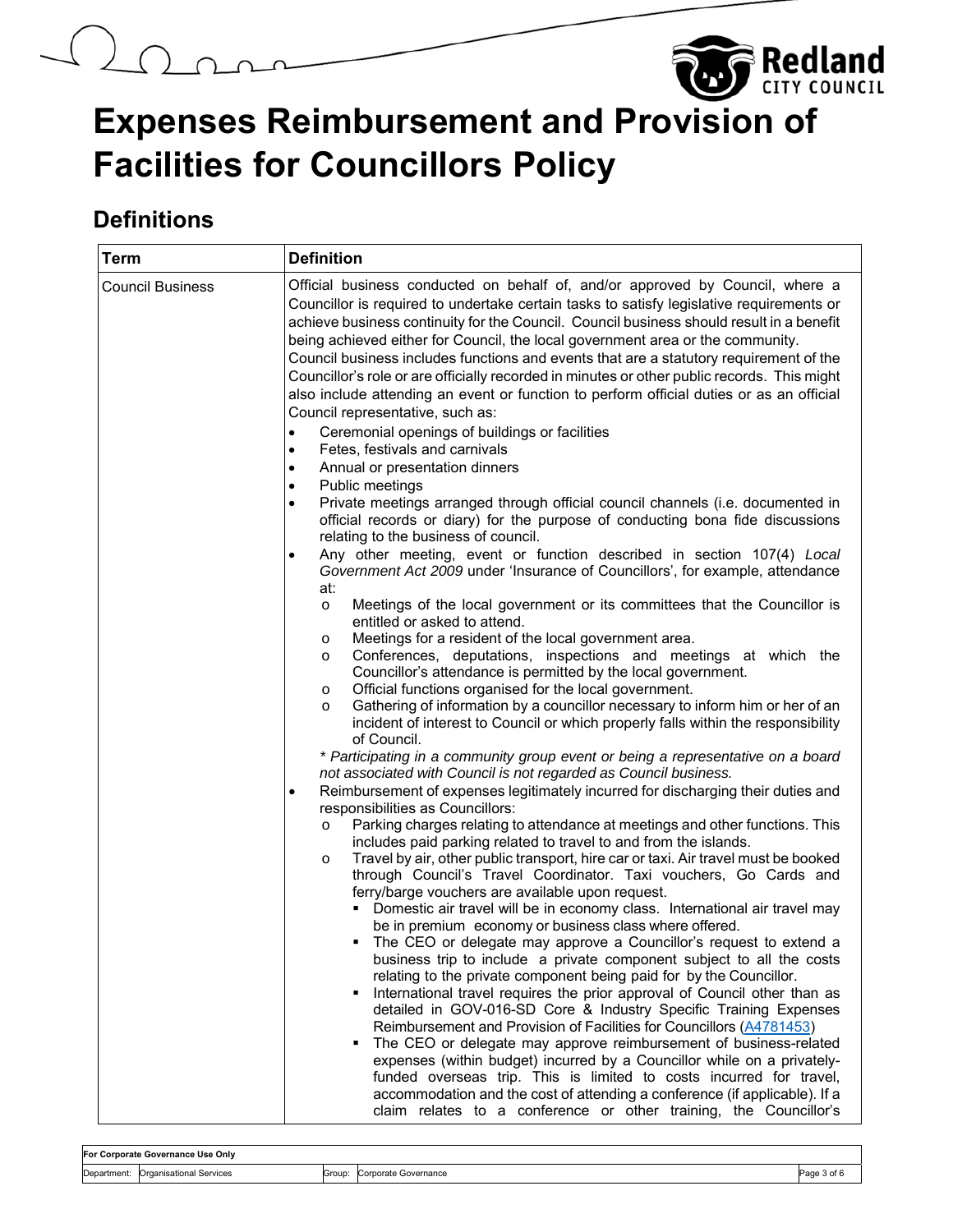# Expenses Reimbursement and Provision of Facilities for Councillors Policy

## Definitions

| Term | Definition |
|---|---|
| Council Business | Official business conducted on behalf of, and/or approved by Council, where a Councillor is required to undertake certain tasks to satisfy legislative requirements or achieve business continuity for the Council. Council business should result in a benefit being achieved either for Council, the local government area or the community.<br>Council business includes functions and events that are a statutory requirement of the Councillor's role or are officially recorded in minutes or other public records. This might also include attending an event or function to perform official duties or as an official Council representative, such as:<br>• Ceremonial openings of buildings or facilities<br>• Fetes, festivals and carnivals<br>• Annual or presentation dinners<br>• Public meetings<br>• Private meetings arranged through official council channels (i.e. documented in official records or diary) for the purpose of conducting bona fide discussions relating to the business of council.<br>• Any other meeting, event or function described in section 107(4) *Local Government Act 2009* under 'Insurance of Councillors', for example, attendance at:<br>&nbsp;&nbsp;o Meetings of the local government or its committees that the Councillor is entitled or asked to attend.<br>&nbsp;&nbsp;o Meetings for a resident of the local government area.<br>&nbsp;&nbsp;o Conferences, deputations, inspections and meetings at which the Councillor's attendance is permitted by the local government.<br>&nbsp;&nbsp;o Official functions organised for the local government.<br>&nbsp;&nbsp;o Gathering of information by a councillor necessary to inform him or her of an incident of interest to Council or which properly falls within the responsibility of Council.<br>*\* Participating in a community group event or being a representative on a board not associated with Council is not regarded as Council business.*<br>• Reimbursement of expenses legitimately incurred for discharging their duties and responsibilities as Councillors:<br>&nbsp;&nbsp;o Parking charges relating to attendance at meetings and other functions. This includes paid parking related to travel to and from the islands.<br>&nbsp;&nbsp;o Travel by air, other public transport, hire car or taxi. Air travel must be booked through Council's Travel Coordinator. Taxi vouchers, Go Cards and ferry/barge vouchers are available upon request.<br>&nbsp;&nbsp;&nbsp;&nbsp;▪ Domestic air travel will be in economy class. International air travel may be in premium economy or business class where offered.<br>&nbsp;&nbsp;&nbsp;&nbsp;▪ The CEO or delegate may approve a Councillor's request to extend a business trip to include a private component subject to all the costs relating to the private component being paid for by the Councillor.<br>&nbsp;&nbsp;&nbsp;&nbsp;▪ International travel requires the prior approval of Council other than as detailed in GOV-016-SD Core & Industry Specific Training Expenses Reimbursement and Provision of Facilities for Councillors (A4781453)<br>&nbsp;&nbsp;&nbsp;&nbsp;▪ The CEO or delegate may approve reimbursement of business-related expenses (within budget) incurred by a Councillor while on a privately-funded overseas trip. This is limited to costs incurred for travel, accommodation and the cost of attending a conference (if applicable). If a claim relates to a conference or other training, the Councillor's |

For Corporate Governance Use Only
Department: Organisational Services | Group: Corporate Governance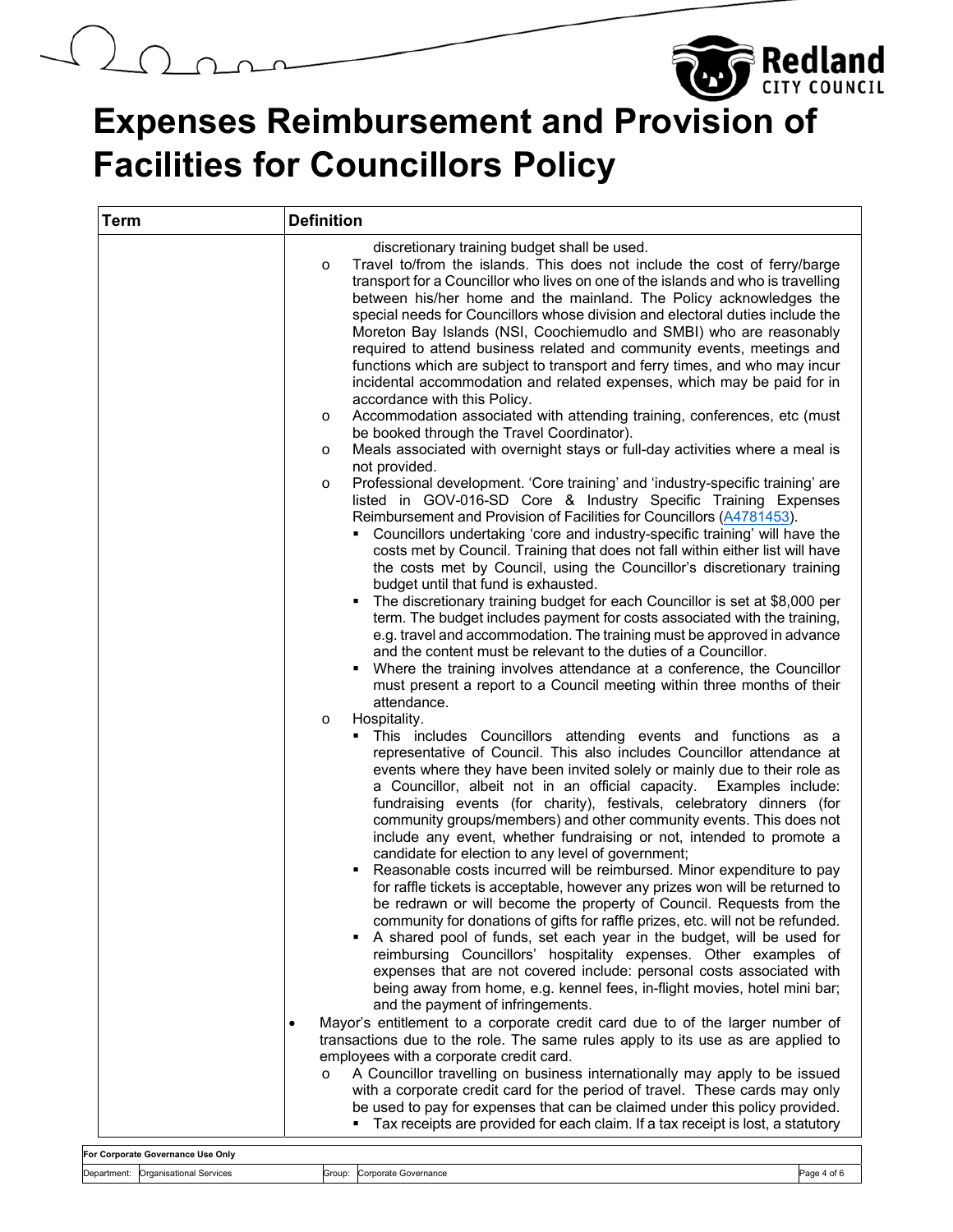# Expenses Reimbursement and Provision of Facilities for Councillors Policy

| Term | Definition |
| --- | --- |
| | discretionary training budget shall be used.<br>o Travel to/from the islands. This does not include the cost of ferry/barge transport for a Councillor who lives on one of the islands and who is travelling between his/her home and the mainland. The Policy acknowledges the special needs for Councillors whose division and electoral duties include the Moreton Bay Islands (NSI, Coochiemudlo and SMBI) who are reasonably required to attend business related and community events, meetings and functions which are subject to transport and ferry times, and who may incur incidental accommodation and related expenses, which may be paid for in accordance with this Policy.<br>o Accommodation associated with attending training, conferences, etc (must be booked through the Travel Coordinator).<br>o Meals associated with overnight stays or full-day activities where a meal is not provided.<br>o Professional development. 'Core training' and 'industry-specific training' are listed in GOV-016-SD Core & Industry Specific Training Expenses Reimbursement and Provision of Facilities for Councillors (A4781453).<br>▪ Councillors undertaking 'core and industry-specific training' will have the costs met by Council. Training that does not fall within either list will have the costs met by Council, using the Councillor's discretionary training budget until that fund is exhausted.<br>▪ The discretionary training budget for each Councillor is set at $8,000 per term. The budget includes payment for costs associated with the training, e.g. travel and accommodation. The training must be approved in advance and the content must be relevant to the duties of a Councillor.<br>▪ Where the training involves attendance at a conference, the Councillor must present a report to a Council meeting within three months of their attendance.<br>o Hospitality.<br>▪ This includes Councillors attending events and functions as a representative of Council. This also includes Councillor attendance at events where they have been invited solely or mainly due to their role as a Councillor, albeit not in an official capacity. Examples include: fundraising events (for charity), festivals, celebratory dinners (for community groups/members) and other community events. This does not include any event, whether fundraising or not, intended to promote a candidate for election to any level of government;<br>▪ Reasonable costs incurred will be reimbursed. Minor expenditure to pay for raffle tickets is acceptable, however any prizes won will be returned to be redrawn or will become the property of Council. Requests from the community for donations of gifts for raffle prizes, etc. will not be refunded.<br>▪ A shared pool of funds, set each year in the budget, will be used for reimbursing Councillors' hospitality expenses. Other examples of expenses that are not covered include: personal costs associated with being away from home, e.g. kennel fees, in-flight movies, hotel mini bar; and the payment of infringements.<br>• Mayor's entitlement to a corporate credit card due to of the larger number of transactions due to the role. The same rules apply to its use as are applied to employees with a corporate credit card.<br>o A Councillor travelling on business internationally may apply to be issued with a corporate credit card for the period of travel. These cards may only be used to pay for expenses that can be claimed under this policy provided.<br>▪ Tax receipts are provided for each claim. If a tax receipt is lost, a statutory |

For Corporate Governance Use Only

Department: Organisational Services | Group: Corporate Governance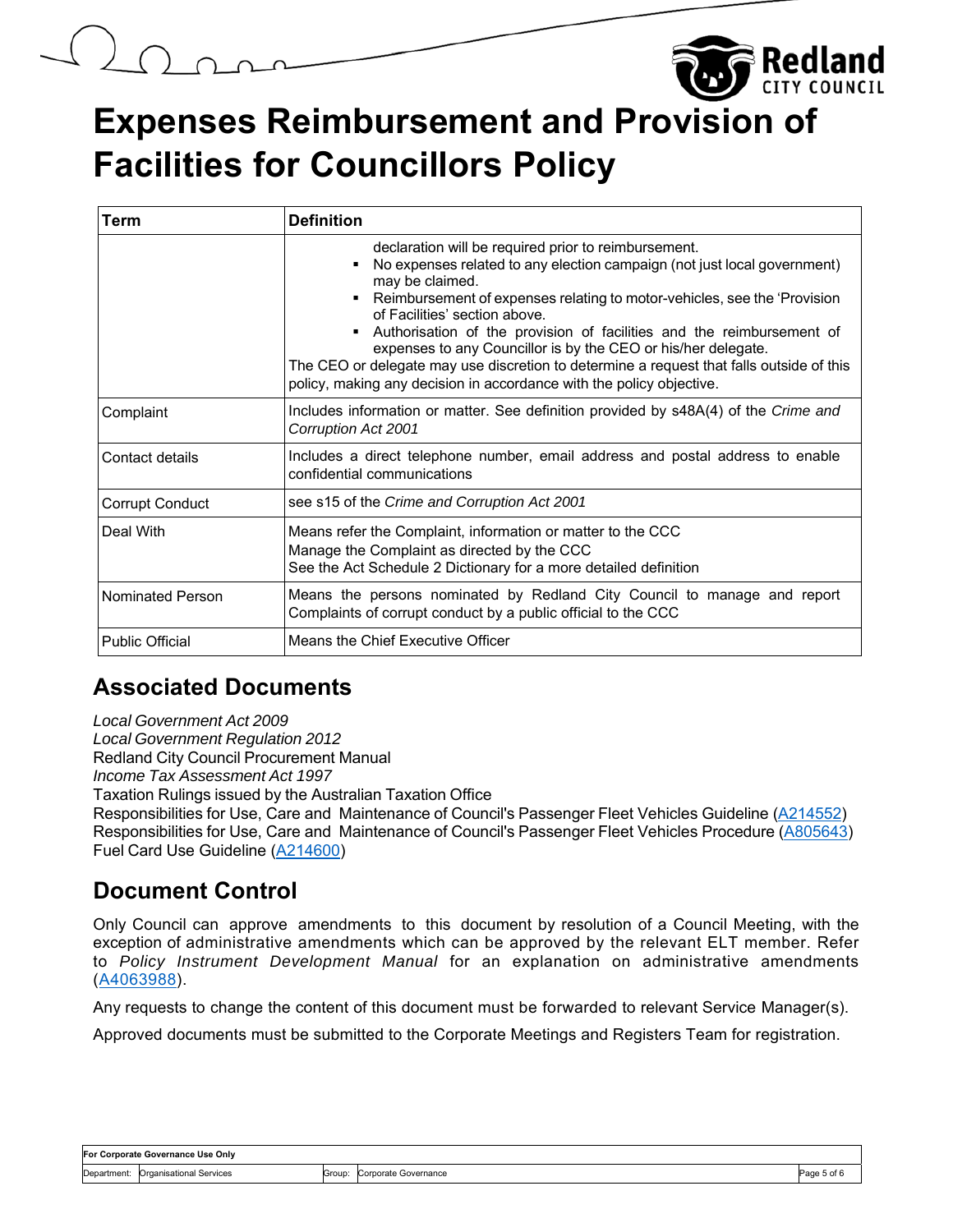# Expenses Reimbursement and Provision of Facilities for Councillors Policy

| Term | Definition |
| --- | --- |
| | declaration will be required prior to reimbursement.<br>▪ No expenses related to any election campaign (not just local government) may be claimed.<br>▪ Reimbursement of expenses relating to motor-vehicles, see the 'Provision of Facilities' section above.<br>▪ Authorisation of the provision of facilities and the reimbursement of expenses to any Councillor is by the CEO or his/her delegate.<br>The CEO or delegate may use discretion to determine a request that falls outside of this policy, making any decision in accordance with the policy objective. |
| Complaint | Includes information or matter. See definition provided by s48A(4) of the *Crime and Corruption Act 2001* |
| Contact details | Includes a direct telephone number, email address and postal address to enable confidential communications |
| Corrupt Conduct | see s15 of the *Crime and Corruption Act 2001* |
| Deal With | Means refer the Complaint, information or matter to the CCC<br>Manage the Complaint as directed by the CCC<br>See the Act Schedule 2 Dictionary for a more detailed definition |
| Nominated Person | Means the persons nominated by Redland City Council to manage and report Complaints of corrupt conduct by a public official to the CCC |
| Public Official | Means the Chief Executive Officer |

## Associated Documents

*Local Government Act 2009*
*Local Government Regulation 2012*
Redland City Council Procurement Manual
*Income Tax Assessment Act 1997*
Taxation Rulings issued by the Australian Taxation Office
Responsibilities for Use, Care and Maintenance of Council's Passenger Fleet Vehicles Guideline (A214552)
Responsibilities for Use, Care and Maintenance of Council's Passenger Fleet Vehicles Procedure (A805643)
Fuel Card Use Guideline (A214600)

## Document Control

Only Council can approve amendments to this document by resolution of a Council Meeting, with the exception of administrative amendments which can be approved by the relevant ELT member. Refer to *Policy Instrument Development Manual* for an explanation on administrative amendments (A4063988).

Any requests to change the content of this document must be forwarded to relevant Service Manager(s).

Approved documents must be submitted to the Corporate Meetings and Registers Team for registration.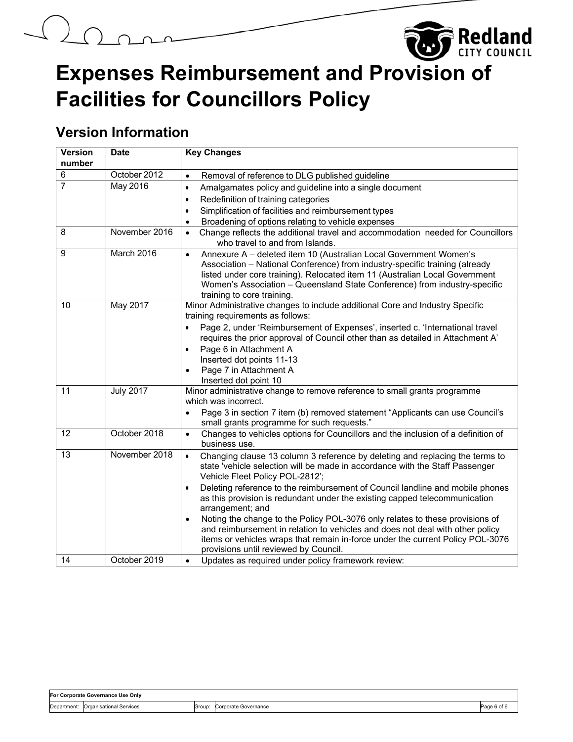# Expenses Reimbursement and Provision of Facilities for Councillors Policy

## Version Information

| Version number | Date | Key Changes |
|---|---|---|
| 6 | October 2012 | • Removal of reference to DLG published guideline |
| 7 | May 2016 | • Amalgamates policy and guideline into a single document<br>• Redefinition of training categories<br>• Simplification of facilities and reimbursement types<br>• Broadening of options relating to vehicle expenses |
| 8 | November 2016 | • Change reflects the additional travel and accommodation needed for Councillors who travel to and from Islands. |
| 9 | March 2016 | • Annexure A – deleted item 10 (Australian Local Government Women's Association – National Conference) from industry-specific training (already listed under core training). Relocated item 11 (Australian Local Government Women's Association – Queensland State Conference) from industry-specific training to core training. |
| 10 | May 2017 | Minor Administrative changes to include additional Core and Industry Specific training requirements as follows:<br>• Page 2, under 'Reimbursement of Expenses', inserted c. 'International travel requires the prior approval of Council other than as detailed in Attachment A'<br>• Page 6 in Attachment A Inserted dot points 11-13<br>• Page 7 in Attachment A Inserted dot point 10 |
| 11 | July 2017 | Minor administrative change to remove reference to small grants programme which was incorrect.<br>• Page 3 in section 7 item (b) removed statement "Applicants can use Council's small grants programme for such requests." |
| 12 | October 2018 | • Changes to vehicles options for Councillors and the inclusion of a definition of business use. |
| 13 | November 2018 | • Changing clause 13 column 3 reference by deleting and replacing the terms to state 'vehicle selection will be made in accordance with the Staff Passenger Vehicle Fleet Policy POL-2812';<br>• Deleting reference to the reimbursement of Council landline and mobile phones as this provision is redundant under the existing capped telecommunication arrangement; and<br>• Noting the change to the Policy POL-3076 only relates to these provisions of and reimbursement in relation to vehicles and does not deal with other policy items or vehicles wraps that remain in-force under the current Policy POL-3076 provisions until reviewed by Council. |
| 14 | October 2019 | • Updates as required under policy framework review: |

| For Corporate Governance Use Only | | | |
|---|---|---|---|
| Department: Organisational Services | Group: Corporate Governance | | |